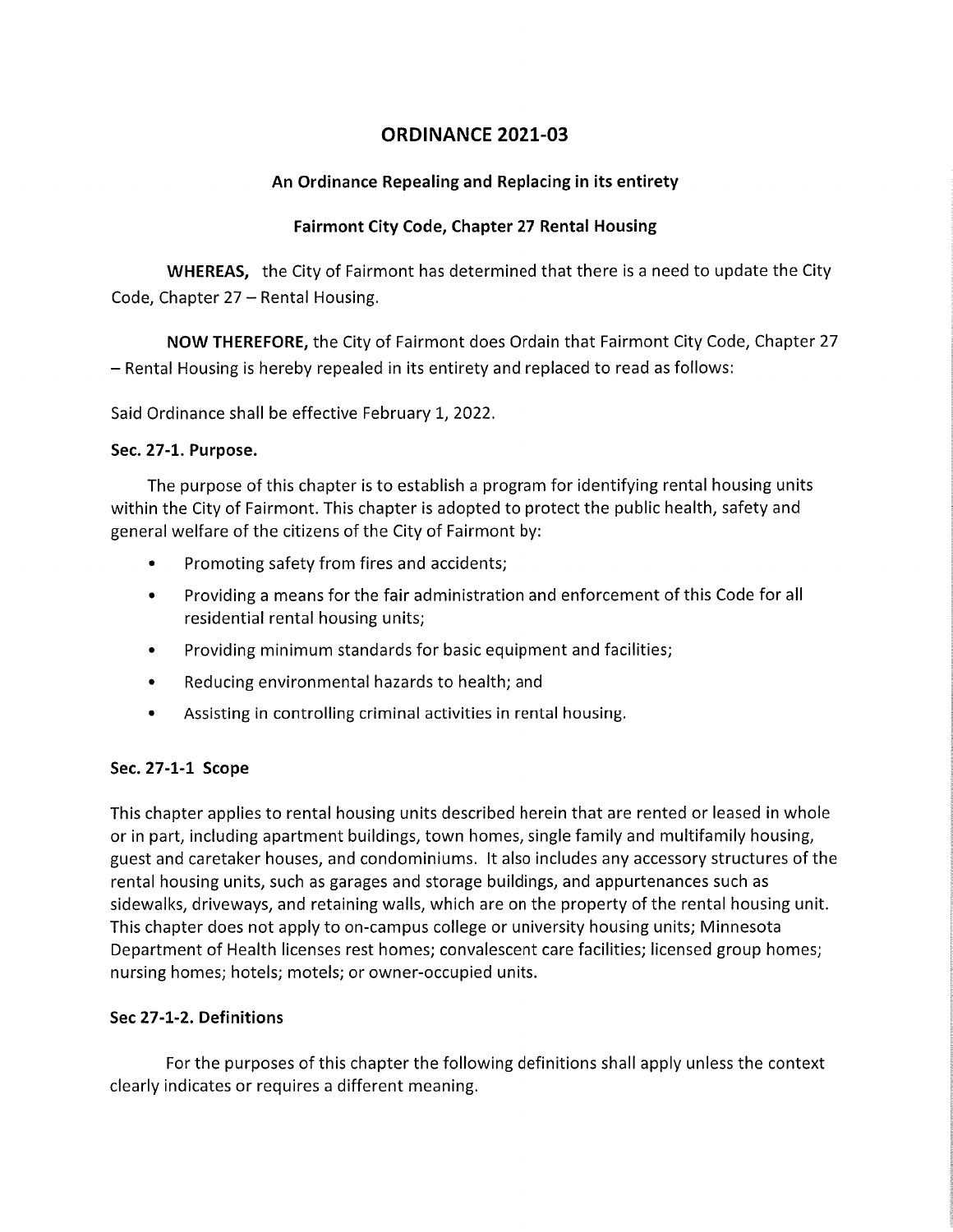# ORDINANCE 2021-03

## An Ordinance Repealing and Replacing in its entirety

## Fairmont City Code, Chapter 27 Rental Housing

**WHEREAS,** the City of Fairmont has determined that there is a need to update the City Code, Chapter 27 – Rental Housing.

**NOW THEREFORE,** the City of Fairmont does Ordain that Fairmont City Code, Chapter 27 – Rental Housing is hereby repealed in its entirety and replaced to read as follows:

Said Ordinance shall be effective February 1, 2022.

### Sec. 27-1. Purpose.

The purpose of this chapter is to establish a program for identifying rental housing units within the City of Fairmont. This chapter is adopted to protect the public health, safety and general welfare of the citizens of the City of Fairmont by:

- Promoting safety from fires and accidents;
- Providing a means for the fair administration and enforcement of this Code for all residential rental housing units;
- Providing minimum standards for basic equipment and facilities;
- Reducing environmental hazards to health; and
- Assisting in controlling criminal activities in rental housing.

### Sec. 27-1-1 Scope

This chapter applies to rental housing units described herein that are rented or leased in whole or in part, including apartment buildings, town homes, single family and multifamily housing, guest and caretaker houses, and condominiums. It also includes any accessory structures of the rental housing units, such as garages and storage buildings, and appurtenances such as sidewalks, driveways, and retaining walls, which are on the property of the rental housing unit. This chapter does not apply to on-campus college or university housing units; Minnesota Department of Health licenses rest homes; convalescent care facilities; licensed group homes; nursing homes; hotels; motels; or owner-occupied units.

### Sec 27-1-2. Definitions

For the purposes of this chapter the following definitions shall apply unless the context clearly indicates or requires a different meaning.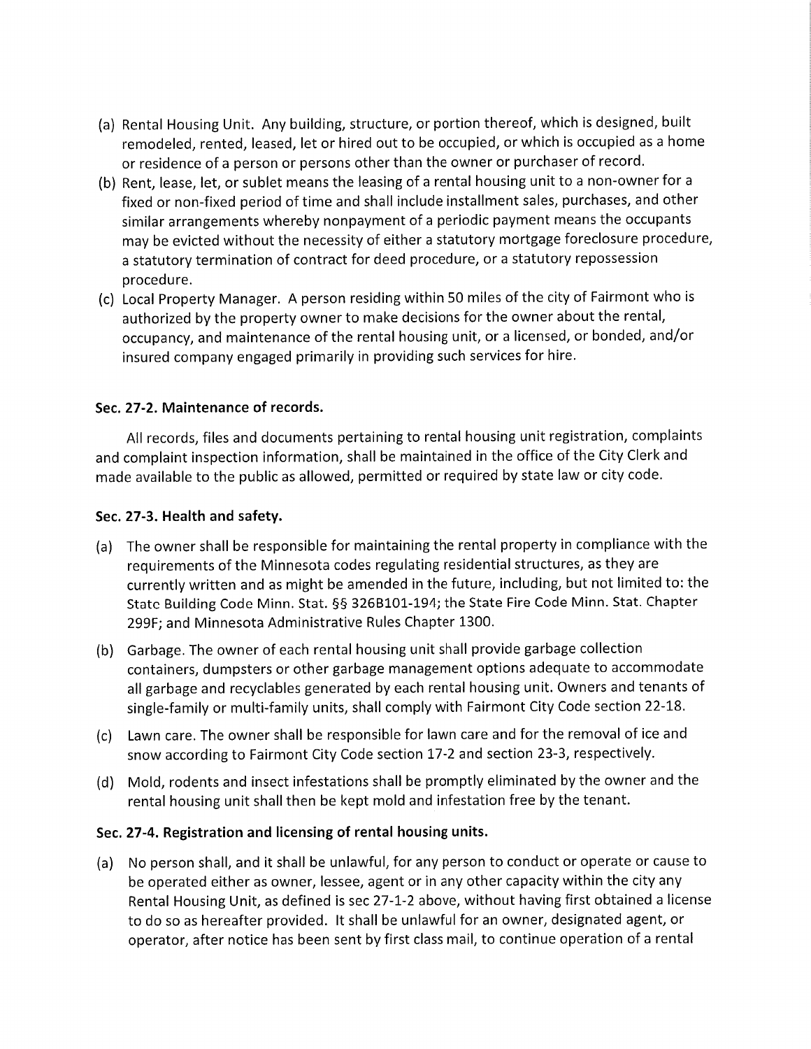(a) Rental Housing Unit. Any building, structure, or portion thereof, which is designed, built remodeled, rented, leased, let or hired out to be occupied, or which is occupied as a home or residence of a person or persons other than the owner or purchaser of record.

(b) Rent, lease, let, or sublet means the leasing of a rental housing unit to a non-owner for a fixed or non-fixed period of time and shall include installment sales, purchases, and other similar arrangements whereby nonpayment of a periodic payment means the occupants may be evicted without the necessity of either a statutory mortgage foreclosure procedure, a statutory termination of contract for deed procedure, or a statutory repossession procedure.

(c) Local Property Manager. A person residing within 50 miles of the city of Fairmont who is authorized by the property owner to make decisions for the owner about the rental, occupancy, and maintenance of the rental housing unit, or a licensed, or bonded, and/or insured company engaged primarily in providing such services for hire.

### Sec. 27-2. Maintenance of records.

All records, files and documents pertaining to rental housing unit registration, complaints and complaint inspection information, shall be maintained in the office of the City Clerk and made available to the public as allowed, permitted or required by state law or city code.

### Sec. 27-3. Health and safety.

(a) The owner shall be responsible for maintaining the rental property in compliance with the requirements of the Minnesota codes regulating residential structures, as they are currently written and as might be amended in the future, including, but not limited to: the State Building Code Minn. Stat. §§ 326B101-194; the State Fire Code Minn. Stat. Chapter 299F; and Minnesota Administrative Rules Chapter 1300.

(b) Garbage. The owner of each rental housing unit shall provide garbage collection containers, dumpsters or other garbage management options adequate to accommodate all garbage and recyclables generated by each rental housing unit. Owners and tenants of single-family or multi-family units, shall comply with Fairmont City Code section 22-18.

(c) Lawn care. The owner shall be responsible for lawn care and for the removal of ice and snow according to Fairmont City Code section 17-2 and section 23-3, respectively.

(d) Mold, rodents and insect infestations shall be promptly eliminated by the owner and the rental housing unit shall then be kept mold and infestation free by the tenant.

### Sec. 27-4. Registration and licensing of rental housing units.

(a) No person shall, and it shall be unlawful, for any person to conduct or operate or cause to be operated either as owner, lessee, agent or in any other capacity within the city any Rental Housing Unit, as defined is sec 27-1-2 above, without having first obtained a license to do so as hereafter provided. It shall be unlawful for an owner, designated agent, or operator, after notice has been sent by first class mail, to continue operation of a rental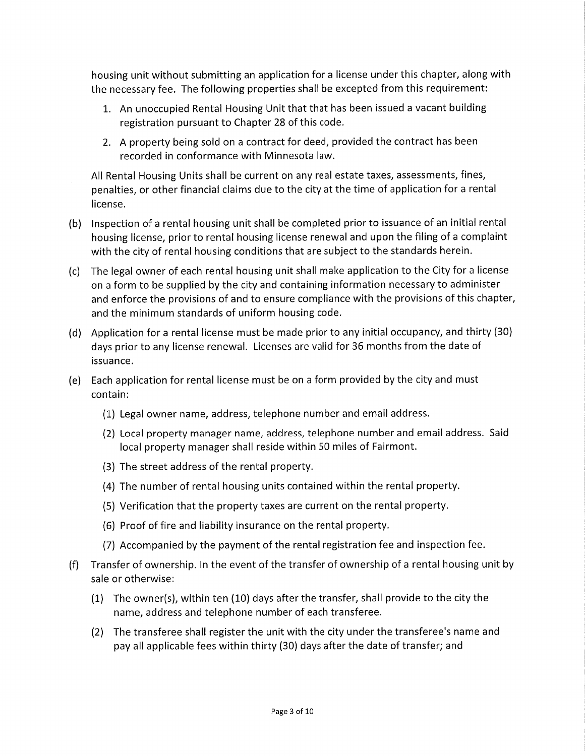housing unit without submitting an application for a license under this chapter, along with the necessary fee. The following properties shall be excepted from this requirement:

1. An unoccupied Rental Housing Unit that that has been issued a vacant building registration pursuant to Chapter 28 of this code.
2. A property being sold on a contract for deed, provided the contract has been recorded in conformance with Minnesota law.

All Rental Housing Units shall be current on any real estate taxes, assessments, fines, penalties, or other financial claims due to the city at the time of application for a rental license.

(b) Inspection of a rental housing unit shall be completed prior to issuance of an initial rental housing license, prior to rental housing license renewal and upon the filing of a complaint with the city of rental housing conditions that are subject to the standards herein.

(c) The legal owner of each rental housing unit shall make application to the City for a license on a form to be supplied by the city and containing information necessary to administer and enforce the provisions of and to ensure compliance with the provisions of this chapter, and the minimum standards of uniform housing code.

(d) Application for a rental license must be made prior to any initial occupancy, and thirty (30) days prior to any license renewal. Licenses are valid for 36 months from the date of issuance.

(e) Each application for rental license must be on a form provided by the city and must contain:

   (1) Legal owner name, address, telephone number and email address.

   (2) Local property manager name, address, telephone number and email address. Said local property manager shall reside within 50 miles of Fairmont.

   (3) The street address of the rental property.

   (4) The number of rental housing units contained within the rental property.

   (5) Verification that the property taxes are current on the rental property.

   (6) Proof of fire and liability insurance on the rental property.

   (7) Accompanied by the payment of the rental registration fee and inspection fee.

(f) Transfer of ownership. In the event of the transfer of ownership of a rental housing unit by sale or otherwise:

   (1) The owner(s), within ten (10) days after the transfer, shall provide to the city the name, address and telephone number of each transferee.

   (2) The transferee shall register the unit with the city under the transferee's name and pay all applicable fees within thirty (30) days after the date of transfer; and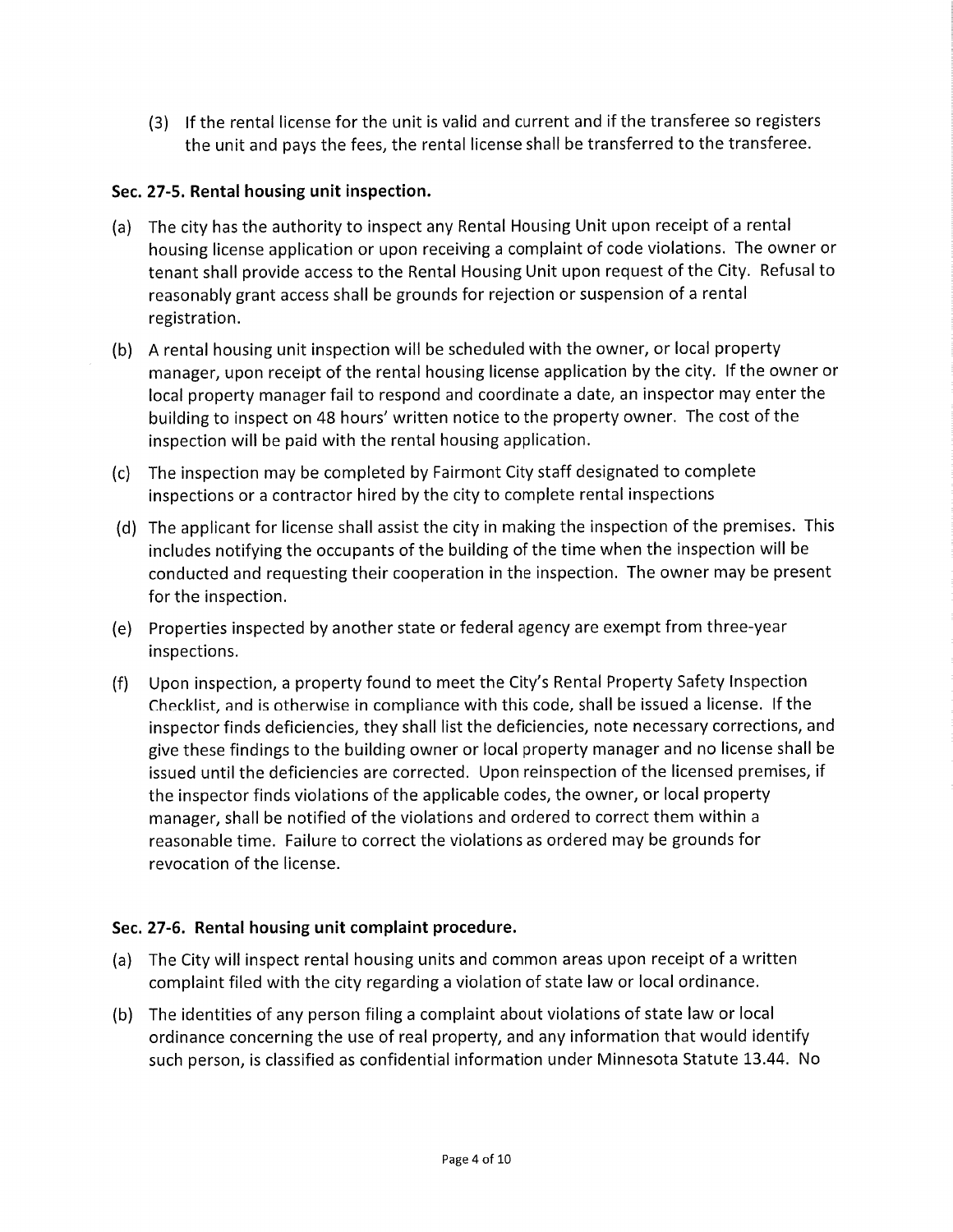(3) If the rental license for the unit is valid and current and if the transferee so registers the unit and pays the fees, the rental license shall be transferred to the transferee.

### Sec. 27-5. Rental housing unit inspection.

(a) The city has the authority to inspect any Rental Housing Unit upon receipt of a rental housing license application or upon receiving a complaint of code violations. The owner or tenant shall provide access to the Rental Housing Unit upon request of the City. Refusal to reasonably grant access shall be grounds for rejection or suspension of a rental registration.

(b) A rental housing unit inspection will be scheduled with the owner, or local property manager, upon receipt of the rental housing license application by the city. If the owner or local property manager fail to respond and coordinate a date, an inspector may enter the building to inspect on 48 hours' written notice to the property owner. The cost of the inspection will be paid with the rental housing application.

(c) The inspection may be completed by Fairmont City staff designated to complete inspections or a contractor hired by the city to complete rental inspections

(d) The applicant for license shall assist the city in making the inspection of the premises. This includes notifying the occupants of the building of the time when the inspection will be conducted and requesting their cooperation in the inspection. The owner may be present for the inspection.

(e) Properties inspected by another state or federal agency are exempt from three-year inspections.

(f) Upon inspection, a property found to meet the City's Rental Property Safety Inspection Checklist, and is otherwise in compliance with this code, shall be issued a license. If the inspector finds deficiencies, they shall list the deficiencies, note necessary corrections, and give these findings to the building owner or local property manager and no license shall be issued until the deficiencies are corrected. Upon reinspection of the licensed premises, if the inspector finds violations of the applicable codes, the owner, or local property manager, shall be notified of the violations and ordered to correct them within a reasonable time. Failure to correct the violations as ordered may be grounds for revocation of the license.

### Sec. 27-6. Rental housing unit complaint procedure.

(a) The City will inspect rental housing units and common areas upon receipt of a written complaint filed with the city regarding a violation of state law or local ordinance.

(b) The identities of any person filing a complaint about violations of state law or local ordinance concerning the use of real property, and any information that would identify such person, is classified as confidential information under Minnesota Statute 13.44. No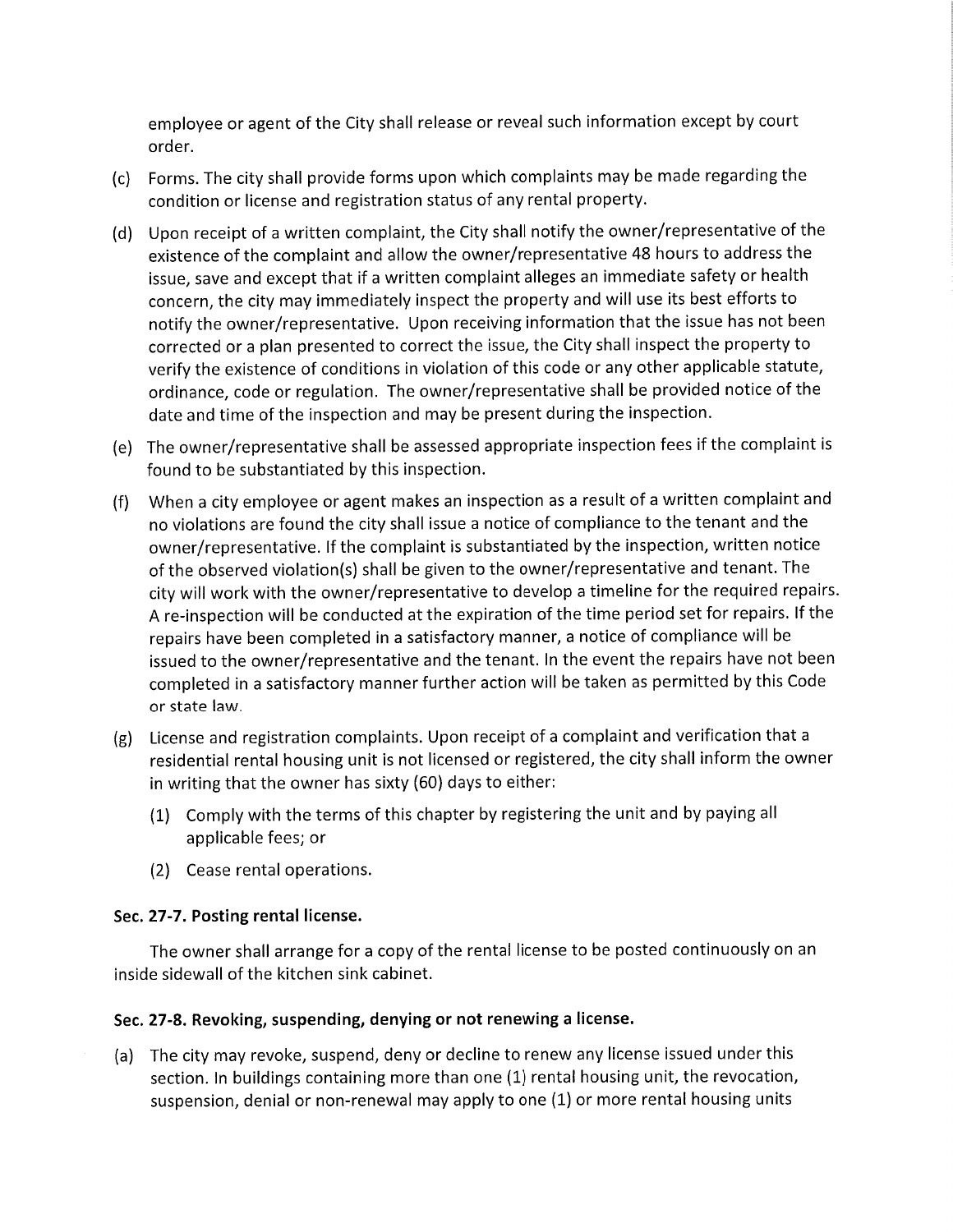employee or agent of the City shall release or reveal such information except by court order.

(c) Forms. The city shall provide forms upon which complaints may be made regarding the condition or license and registration status of any rental property.

(d) Upon receipt of a written complaint, the City shall notify the owner/representative of the existence of the complaint and allow the owner/representative 48 hours to address the issue, save and except that if a written complaint alleges an immediate safety or health concern, the city may immediately inspect the property and will use its best efforts to notify the owner/representative. Upon receiving information that the issue has not been corrected or a plan presented to correct the issue, the City shall inspect the property to verify the existence of conditions in violation of this code or any other applicable statute, ordinance, code or regulation. The owner/representative shall be provided notice of the date and time of the inspection and may be present during the inspection.

(e) The owner/representative shall be assessed appropriate inspection fees if the complaint is found to be substantiated by this inspection.

(f) When a city employee or agent makes an inspection as a result of a written complaint and no violations are found the city shall issue a notice of compliance to the tenant and the owner/representative. If the complaint is substantiated by the inspection, written notice of the observed violation(s) shall be given to the owner/representative and tenant. The city will work with the owner/representative to develop a timeline for the required repairs. A re-inspection will be conducted at the expiration of the time period set for repairs. If the repairs have been completed in a satisfactory manner, a notice of compliance will be issued to the owner/representative and the tenant. In the event the repairs have not been completed in a satisfactory manner further action will be taken as permitted by this Code or state law.

(g) License and registration complaints. Upon receipt of a complaint and verification that a residential rental housing unit is not licensed or registered, the city shall inform the owner in writing that the owner has sixty (60) days to either:

    (1) Comply with the terms of this chapter by registering the unit and by paying all applicable fees; or

    (2) Cease rental operations.

**Sec. 27-7. Posting rental license.**

The owner shall arrange for a copy of the rental license to be posted continuously on an inside sidewall of the kitchen sink cabinet.

**Sec. 27-8. Revoking, suspending, denying or not renewing a license.**

(a) The city may revoke, suspend, deny or decline to renew any license issued under this section. In buildings containing more than one (1) rental housing unit, the revocation, suspension, denial or non-renewal may apply to one (1) or more rental housing units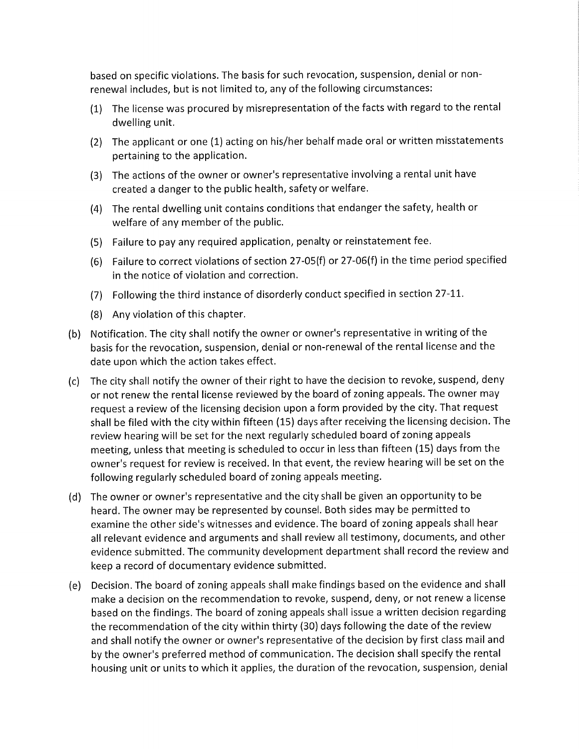based on specific violations. The basis for such revocation, suspension, denial or non-renewal includes, but is not limited to, any of the following circumstances:

(1) The license was procured by misrepresentation of the facts with regard to the rental dwelling unit.

(2) The applicant or one (1) acting on his/her behalf made oral or written misstatements pertaining to the application.

(3) The actions of the owner or owner's representative involving a rental unit have created a danger to the public health, safety or welfare.

(4) The rental dwelling unit contains conditions that endanger the safety, health or welfare of any member of the public.

(5) Failure to pay any required application, penalty or reinstatement fee.

(6) Failure to correct violations of section 27-05(f) or 27-06(f) in the time period specified in the notice of violation and correction.

(7) Following the third instance of disorderly conduct specified in section 27-11.

(8) Any violation of this chapter.

(b) Notification. The city shall notify the owner or owner's representative in writing of the basis for the revocation, suspension, denial or non-renewal of the rental license and the date upon which the action takes effect.

(c) The city shall notify the owner of their right to have the decision to revoke, suspend, deny or not renew the rental license reviewed by the board of zoning appeals. The owner may request a review of the licensing decision upon a form provided by the city. That request shall be filed with the city within fifteen (15) days after receiving the licensing decision. The review hearing will be set for the next regularly scheduled board of zoning appeals meeting, unless that meeting is scheduled to occur in less than fifteen (15) days from the owner's request for review is received. In that event, the review hearing will be set on the following regularly scheduled board of zoning appeals meeting.

(d) The owner or owner's representative and the city shall be given an opportunity to be heard. The owner may be represented by counsel. Both sides may be permitted to examine the other side's witnesses and evidence. The board of zoning appeals shall hear all relevant evidence and arguments and shall review all testimony, documents, and other evidence submitted. The community development department shall record the review and keep a record of documentary evidence submitted.

(e) Decision. The board of zoning appeals shall make findings based on the evidence and shall make a decision on the recommendation to revoke, suspend, deny, or not renew a license based on the findings. The board of zoning appeals shall issue a written decision regarding the recommendation of the city within thirty (30) days following the date of the review and shall notify the owner or owner's representative of the decision by first class mail and by the owner's preferred method of communication. The decision shall specify the rental housing unit or units to which it applies, the duration of the revocation, suspension, denial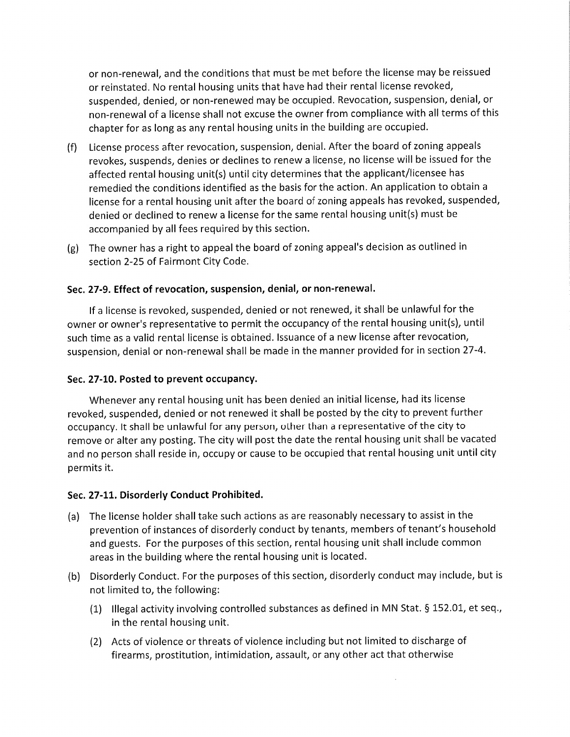or non-renewal, and the conditions that must be met before the license may be reissued or reinstated. No rental housing units that have had their rental license revoked, suspended, denied, or non-renewed may be occupied. Revocation, suspension, denial, or non-renewal of a license shall not excuse the owner from compliance with all terms of this chapter for as long as any rental housing units in the building are occupied.

(f) License process after revocation, suspension, denial. After the board of zoning appeals revokes, suspends, denies or declines to renew a license, no license will be issued for the affected rental housing unit(s) until city determines that the applicant/licensee has remedied the conditions identified as the basis for the action. An application to obtain a license for a rental housing unit after the board of zoning appeals has revoked, suspended, denied or declined to renew a license for the same rental housing unit(s) must be accompanied by all fees required by this section.

(g) The owner has a right to appeal the board of zoning appeal's decision as outlined in section 2-25 of Fairmont City Code.

### Sec. 27-9. Effect of revocation, suspension, denial, or non-renewal.

If a license is revoked, suspended, denied or not renewed, it shall be unlawful for the owner or owner's representative to permit the occupancy of the rental housing unit(s), until such time as a valid rental license is obtained. Issuance of a new license after revocation, suspension, denial or non-renewal shall be made in the manner provided for in section 27-4.

### Sec. 27-10. Posted to prevent occupancy.

Whenever any rental housing unit has been denied an initial license, had its license revoked, suspended, denied or not renewed it shall be posted by the city to prevent further occupancy. It shall be unlawful for any person, other than a representative of the city to remove or alter any posting. The city will post the date the rental housing unit shall be vacated and no person shall reside in, occupy or cause to be occupied that rental housing unit until city permits it.

### Sec. 27-11. Disorderly Conduct Prohibited.

(a) The license holder shall take such actions as are reasonably necessary to assist in the prevention of instances of disorderly conduct by tenants, members of tenant's household and guests. For the purposes of this section, rental housing unit shall include common areas in the building where the rental housing unit is located.

(b) Disorderly Conduct. For the purposes of this section, disorderly conduct may include, but is not limited to, the following:

   (1) Illegal activity involving controlled substances as defined in MN Stat. § 152.01, et seq., in the rental housing unit.

   (2) Acts of violence or threats of violence including but not limited to discharge of firearms, prostitution, intimidation, assault, or any other act that otherwise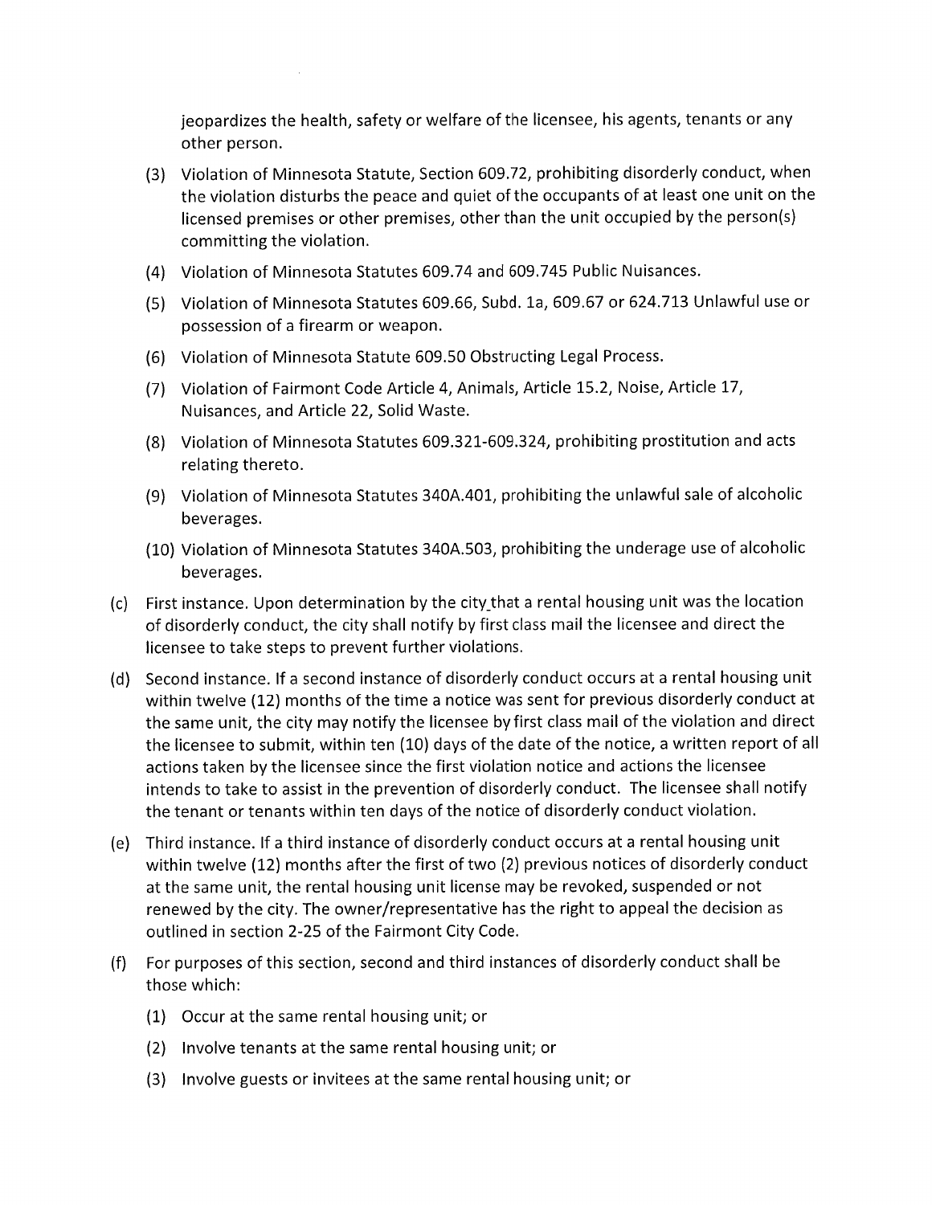jeopardizes the health, safety or welfare of the licensee, his agents, tenants or any other person.

(3) Violation of Minnesota Statute, Section 609.72, prohibiting disorderly conduct, when the violation disturbs the peace and quiet of the occupants of at least one unit on the licensed premises or other premises, other than the unit occupied by the person(s) committing the violation.

(4) Violation of Minnesota Statutes 609.74 and 609.745 Public Nuisances.

(5) Violation of Minnesota Statutes 609.66, Subd. 1a, 609.67 or 624.713 Unlawful use or possession of a firearm or weapon.

(6) Violation of Minnesota Statute 609.50 Obstructing Legal Process.

(7) Violation of Fairmont Code Article 4, Animals, Article 15.2, Noise, Article 17, Nuisances, and Article 22, Solid Waste.

(8) Violation of Minnesota Statutes 609.321-609.324, prohibiting prostitution and acts relating thereto.

(9) Violation of Minnesota Statutes 340A.401, prohibiting the unlawful sale of alcoholic beverages.

(10) Violation of Minnesota Statutes 340A.503, prohibiting the underage use of alcoholic beverages.

(c) First instance. Upon determination by the city that a rental housing unit was the location of disorderly conduct, the city shall notify by first class mail the licensee and direct the licensee to take steps to prevent further violations.

(d) Second instance. If a second instance of disorderly conduct occurs at a rental housing unit within twelve (12) months of the time a notice was sent for previous disorderly conduct at the same unit, the city may notify the licensee by first class mail of the violation and direct the licensee to submit, within ten (10) days of the date of the notice, a written report of all actions taken by the licensee since the first violation notice and actions the licensee intends to take to assist in the prevention of disorderly conduct. The licensee shall notify the tenant or tenants within ten days of the notice of disorderly conduct violation.

(e) Third instance. If a third instance of disorderly conduct occurs at a rental housing unit within twelve (12) months after the first of two (2) previous notices of disorderly conduct at the same unit, the rental housing unit license may be revoked, suspended or not renewed by the city. The owner/representative has the right to appeal the decision as outlined in section 2-25 of the Fairmont City Code.

(f) For purposes of this section, second and third instances of disorderly conduct shall be those which:

(1) Occur at the same rental housing unit; or

(2) Involve tenants at the same rental housing unit; or

(3) Involve guests or invitees at the same rental housing unit; or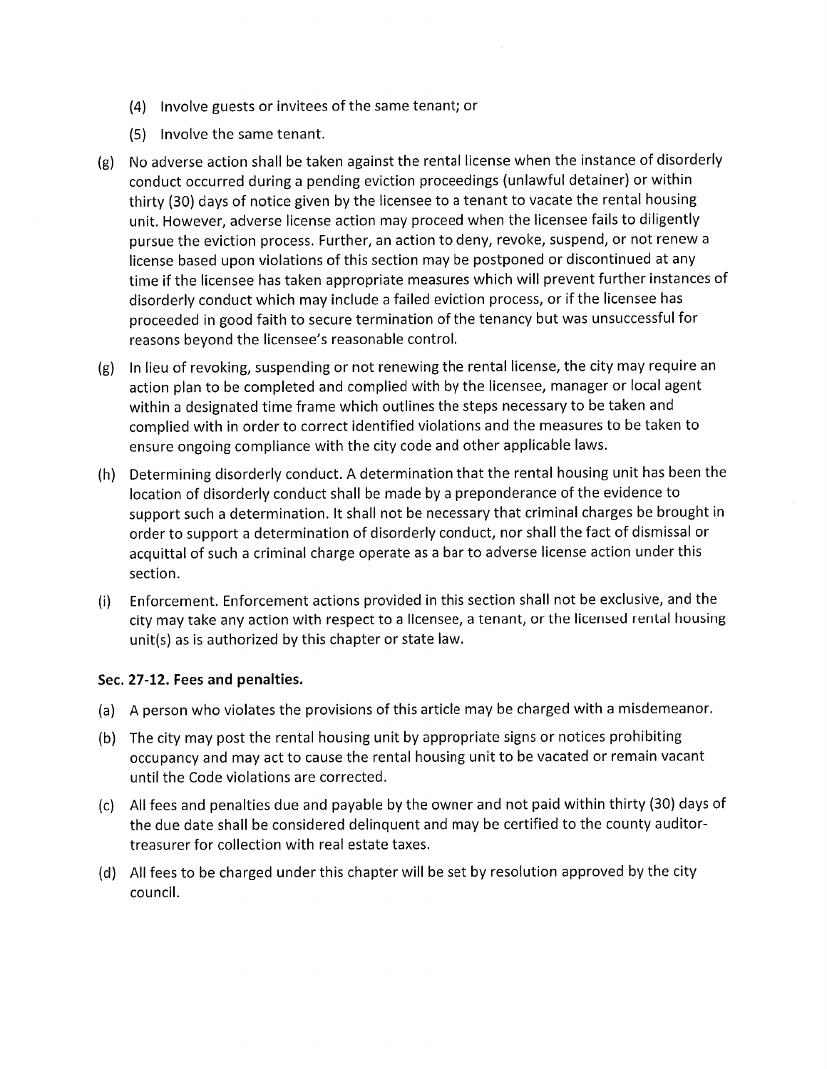(4) Involve guests or invitees of the same tenant; or

(5) Involve the same tenant.

(g) No adverse action shall be taken against the rental license when the instance of disorderly conduct occurred during a pending eviction proceedings (unlawful detainer) or within thirty (30) days of notice given by the licensee to a tenant to vacate the rental housing unit. However, adverse license action may proceed when the licensee fails to diligently pursue the eviction process. Further, an action to deny, revoke, suspend, or not renew a license based upon violations of this section may be postponed or discontinued at any time if the licensee has taken appropriate measures which will prevent further instances of disorderly conduct which may include a failed eviction process, or if the licensee has proceeded in good faith to secure termination of the tenancy but was unsuccessful for reasons beyond the licensee's reasonable control.

(g) In lieu of revoking, suspending or not renewing the rental license, the city may require an action plan to be completed and complied with by the licensee, manager or local agent within a designated time frame which outlines the steps necessary to be taken and complied with in order to correct identified violations and the measures to be taken to ensure ongoing compliance with the city code and other applicable laws.

(h) Determining disorderly conduct. A determination that the rental housing unit has been the location of disorderly conduct shall be made by a preponderance of the evidence to support such a determination. It shall not be necessary that criminal charges be brought in order to support a determination of disorderly conduct, nor shall the fact of dismissal or acquittal of such a criminal charge operate as a bar to adverse license action under this section.

(i) Enforcement. Enforcement actions provided in this section shall not be exclusive, and the city may take any action with respect to a licensee, a tenant, or the licensed rental housing unit(s) as is authorized by this chapter or state law.

**Sec. 27-12. Fees and penalties.**

(a) A person who violates the provisions of this article may be charged with a misdemeanor.

(b) The city may post the rental housing unit by appropriate signs or notices prohibiting occupancy and may act to cause the rental housing unit to be vacated or remain vacant until the Code violations are corrected.

(c) All fees and penalties due and payable by the owner and not paid within thirty (30) days of the due date shall be considered delinquent and may be certified to the county auditor-treasurer for collection with real estate taxes.

(d) All fees to be charged under this chapter will be set by resolution approved by the city council.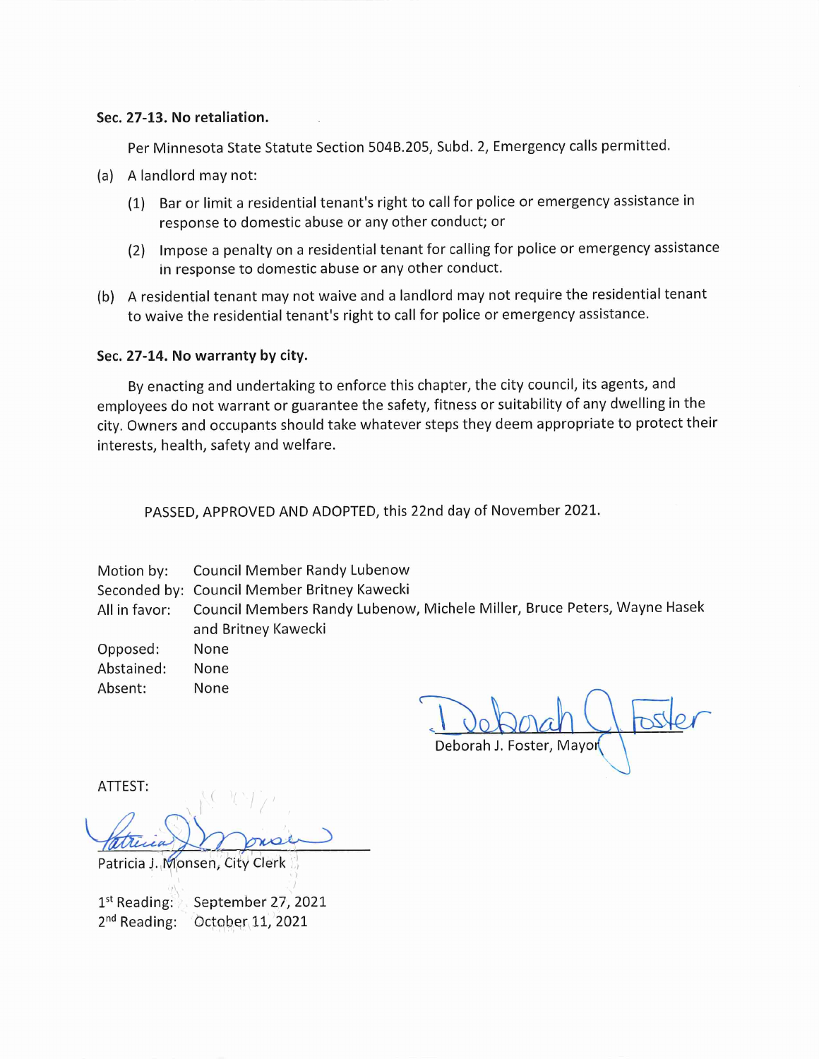**Sec. 27-13. No retaliation.**

Per Minnesota State Statute Section 504B.205, Subd. 2, Emergency calls permitted.

(a) A landlord may not:

(1) Bar or limit a residential tenant's right to call for police or emergency assistance in response to domestic abuse or any other conduct; or

(2) Impose a penalty on a residential tenant for calling for police or emergency assistance in response to domestic abuse or any other conduct.

(b) A residential tenant may not waive and a landlord may not require the residential tenant to waive the residential tenant's right to call for police or emergency assistance.

**Sec. 27-14. No warranty by city.**

By enacting and undertaking to enforce this chapter, the city council, its agents, and employees do not warrant or guarantee the safety, fitness or suitability of any dwelling in the city. Owners and occupants should take whatever steps they deem appropriate to protect their interests, health, safety and welfare.

PASSED, APPROVED AND ADOPTED, this 22nd day of November 2021.

| | |
|---|---|
| Motion by: | Council Member Randy Lubenow |
| Seconded by: | Council Member Britney Kawecki |
| All in favor: | Council Members Randy Lubenow, Michele Miller, Bruce Peters, Wayne Hasek and Britney Kawecki |
| Opposed: | None |
| Abstained: | None |
| Absent: | None |

Deborah J. Foster, Mayor

ATTEST:

Patricia J. Monsen, City Clerk

1st Reading: September 27, 2021
2nd Reading: October 11, 2021